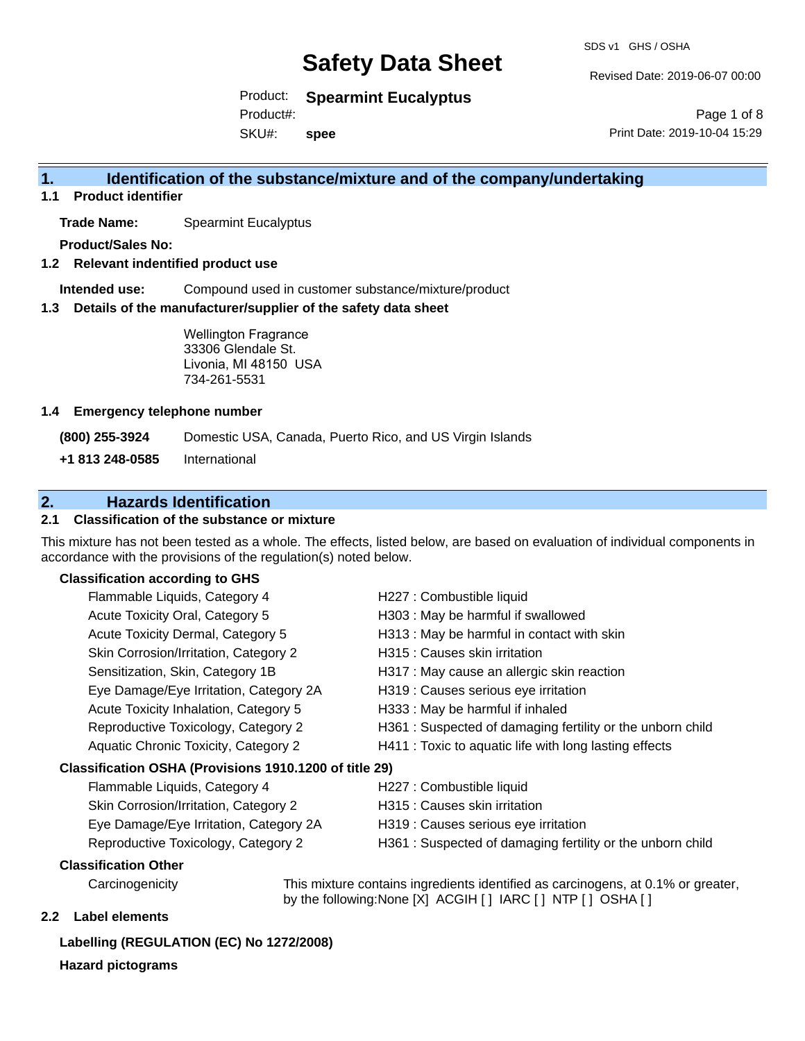# Safety Data Sheet

SDS v1 GHS / OSHA

Revised Date: 2019-06-07 00:00

Product: **Spearmint Eucalyptus**

Product#:

SKU#: **spee**

Print Date: 2019-10-04 15:29

## 1. Identification of the substance/mixture and of the company/undertaking

### 1.1 Product identifier

**Trade Name:** Spearmint Eucalyptus

**Product/Sales No:**

### 1.2 Relevant identified product use

**Intended use:** Compound used in customer substance/mixture/product

### 1.3 Details of the manufacturer/supplier of the safety data sheet

Wellington Fragrance
33306 Glendale St.
Livonia, MI 48150 USA
734-261-5531

### 1.4 Emergency telephone number

**(800) 255-3924** Domestic USA, Canada, Puerto Rico, and US Virgin Islands

**+1 813 248-0585** International

## 2. Hazards Identification

### 2.1 Classification of the substance or mixture

This mixture has not been tested as a whole. The effects, listed below, are based on evaluation of individual components in accordance with the provisions of the regulation(s) noted below.

**Classification according to GHS**

| | |
|---|---|
| Flammable Liquids, Category 4 | H227 : Combustible liquid |
| Acute Toxicity Oral, Category 5 | H303 : May be harmful if swallowed |
| Acute Toxicity Dermal, Category 5 | H313 : May be harmful in contact with skin |
| Skin Corrosion/Irritation, Category 2 | H315 : Causes skin irritation |
| Sensitization, Skin, Category 1B | H317 : May cause an allergic skin reaction |
| Eye Damage/Eye Irritation, Category 2A | H319 : Causes serious eye irritation |
| Acute Toxicity Inhalation, Category 5 | H333 : May be harmful if inhaled |
| Reproductive Toxicology, Category 2 | H361 : Suspected of damaging fertility or the unborn child |
| Aquatic Chronic Toxicity, Category 2 | H411 : Toxic to aquatic life with long lasting effects |

**Classification OSHA (Provisions 1910.1200 of title 29)**

| | |
|---|---|
| Flammable Liquids, Category 4 | H227 : Combustible liquid |
| Skin Corrosion/Irritation, Category 2 | H315 : Causes skin irritation |
| Eye Damage/Eye Irritation, Category 2A | H319 : Causes serious eye irritation |
| Reproductive Toxicology, Category 2 | H361 : Suspected of damaging fertility or the unborn child |

**Classification Other**

Carcinogenicity: This mixture contains ingredients identified as carcinogens, at 0.1% or greater, by the following:None [X] ACGIH [ ] IARC [ ] NTP [ ] OSHA [ ]

### 2.2 Label elements

**Labelling (REGULATION (EC) No 1272/2008)**

**Hazard pictograms**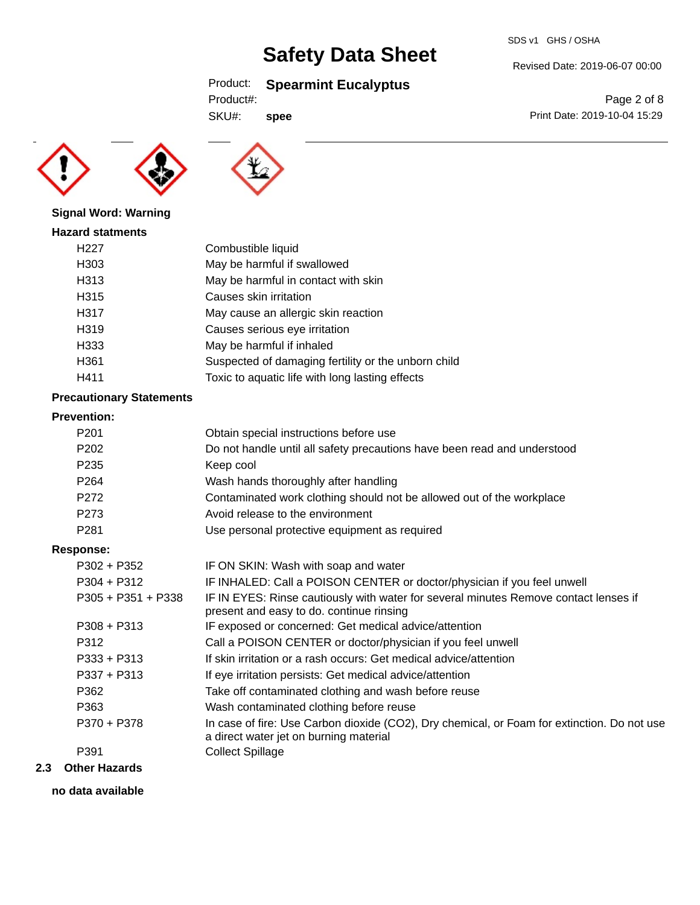**Signal Word: Warning**

**Hazard statments**

| | |
|---|---|
| H227 | Combustible liquid |
| H303 | May be harmful if swallowed |
| H313 | May be harmful in contact with skin |
| H315 | Causes skin irritation |
| H317 | May cause an allergic skin reaction |
| H319 | Causes serious eye irritation |
| H333 | May be harmful if inhaled |
| H361 | Suspected of damaging fertility or the unborn child |
| H411 | Toxic to aquatic life with long lasting effects |

**Precautionary Statements**

**Prevention:**

| | |
|---|---|
| P201 | Obtain special instructions before use |
| P202 | Do not handle until all safety precautions have been read and understood |
| P235 | Keep cool |
| P264 | Wash hands thoroughly after handling |
| P272 | Contaminated work clothing should not be allowed out of the workplace |
| P273 | Avoid release to the environment |
| P281 | Use personal protective equipment as required |

**Response:**

| | |
|---|---|
| P302 + P352 | IF ON SKIN: Wash with soap and water |
| P304 + P312 | IF INHALED: Call a POISON CENTER or doctor/physician if you feel unwell |
| P305 + P351 + P338 | IF IN EYES: Rinse cautiously with water for several minutes Remove contact lenses if present and easy to do. continue rinsing |
| P308 + P313 | IF exposed or concerned: Get medical advice/attention |
| P312 | Call a POISON CENTER or doctor/physician if you feel unwell |
| P333 + P313 | If skin irritation or a rash occurs: Get medical advice/attention |
| P337 + P313 | If eye irritation persists: Get medical advice/attention |
| P362 | Take off contaminated clothing and wash before reuse |
| P363 | Wash contaminated clothing before reuse |
| P370 + P378 | In case of fire: Use Carbon dioxide ($CO_2$), Dry chemical, or Foam for extinction. Do not use a direct water jet on burning material |
| P391 | Collect Spillage |

## 2.3 Other Hazards

**no data available**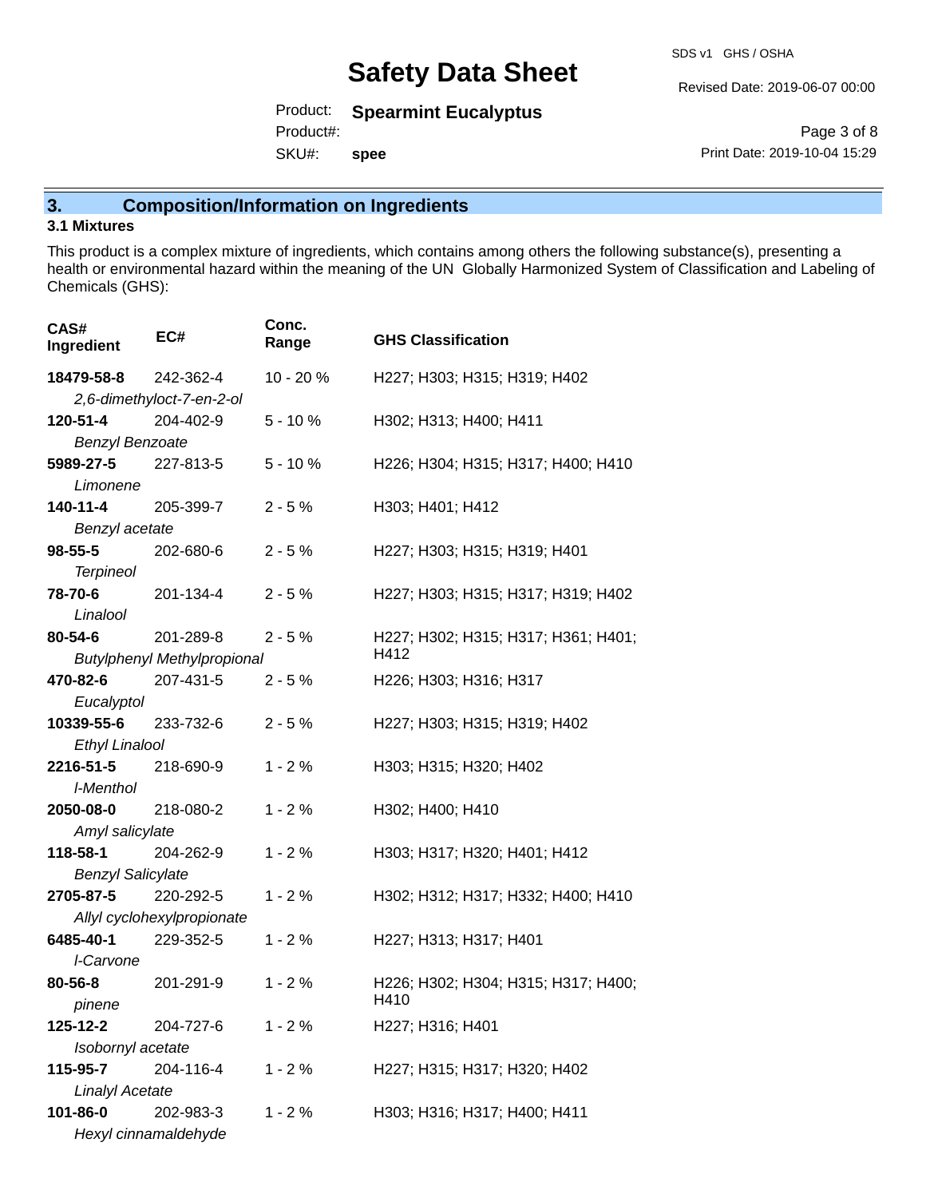## 3. Composition/Information on Ingredients

### 3.1 Mixtures

This product is a complex mixture of ingredients, which contains among others the following substance(s), presenting a health or environmental hazard within the meaning of the UN Globally Harmonized System of Classification and Labeling of Chemicals (GHS):

| CAS# Ingredient | EC# | Conc. Range | GHS Classification |
|---|---|---|---|
| **18479-58-8** *2,6-dimethyloct-7-en-2-ol* | 242-362-4 | 10 - 20 % | H227; H303; H315; H319; H402 |
| **120-51-4** *Benzyl Benzoate* | 204-402-9 | 5 - 10 % | H302; H313; H400; H411 |
| **5989-27-5** *Limonene* | 227-813-5 | 5 - 10 % | H226; H304; H315; H317; H400; H410 |
| **140-11-4** *Benzyl acetate* | 205-399-7 | 2 - 5 % | H303; H401; H412 |
| **98-55-5** *Terpineol* | 202-680-6 | 2 - 5 % | H227; H303; H315; H319; H401 |
| **78-70-6** *Linalool* | 201-134-4 | 2 - 5 % | H227; H303; H315; H317; H319; H402 |
| **80-54-6** *Butylphenyl Methylpropional* | 201-289-8 | 2 - 5 % | H227; H302; H315; H317; H361; H401; H412 |
| **470-82-6** *Eucalyptol* | 207-431-5 | 2 - 5 % | H226; H303; H316; H317 |
| **10339-55-6** *Ethyl Linalool* | 233-732-6 | 2 - 5 % | H227; H303; H315; H319; H402 |
| **2216-51-5** *l-Menthol* | 218-690-9 | 1 - 2 % | H303; H315; H320; H402 |
| **2050-08-0** *Amyl salicylate* | 218-080-2 | 1 - 2 % | H302; H400; H410 |
| **118-58-1** *Benzyl Salicylate* | 204-262-9 | 1 - 2 % | H303; H317; H320; H401; H412 |
| **2705-87-5** *Allyl cyclohexylpropionate* | 220-292-5 | 1 - 2 % | H302; H312; H317; H332; H400; H410 |
| **6485-40-1** *l-Carvone* | 229-352-5 | 1 - 2 % | H227; H313; H317; H401 |
| **80-56-8** *pinene* | 201-291-9 | 1 - 2 % | H226; H302; H304; H315; H317; H400; H410 |
| **125-12-2** *Isobornyl acetate* | 204-727-6 | 1 - 2 % | H227; H316; H401 |
| **115-95-7** *Linalyl Acetate* | 204-116-4 | 1 - 2 % | H227; H315; H317; H320; H402 |
| **101-86-0** *Hexyl cinnamaldehyde* | 202-983-3 | 1 - 2 % | H303; H316; H317; H400; H411 |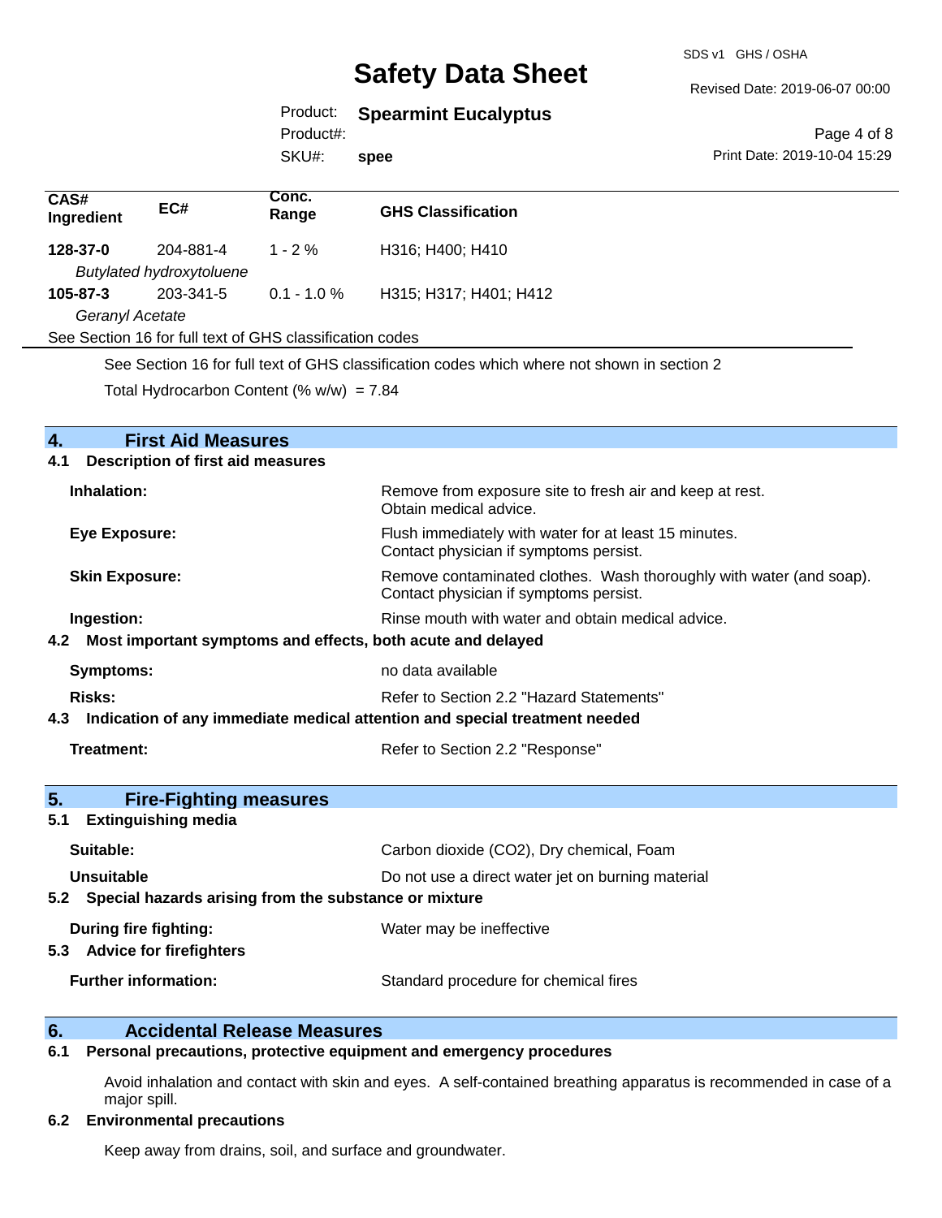| CAS# Ingredient | EC# | Conc. Range | GHS Classification |
| --- | --- | --- | --- |
| **128-37-0** | 204-881-4 | 1 - 2 % | H316; H400; H410 |
| *Butylated hydroxytoluene* | | | |
| **105-87-3** | 203-341-5 | 0.1 - 1.0 % | H315; H317; H401; H412 |
| *Geranyl Acetate* | | | |

See Section 16 for full text of GHS classification codes

See Section 16 for full text of GHS classification codes which where not shown in section 2

Total Hydrocarbon Content (% w/w) = 7.84

## 4. First Aid Measures

### 4.1 Description of first aid measures

**Inhalation:** Remove from exposure site to fresh air and keep at rest. Obtain medical advice.

**Eye Exposure:** Flush immediately with water for at least 15 minutes. Contact physician if symptoms persist.

**Skin Exposure:** Remove contaminated clothes. Wash thoroughly with water (and soap). Contact physician if symptoms persist.

**Ingestion:** Rinse mouth with water and obtain medical advice.

### 4.2 Most important symptoms and effects, both acute and delayed

**Symptoms:** no data available

**Risks:** Refer to Section 2.2 "Hazard Statements"

### 4.3 Indication of any immediate medical attention and special treatment needed

**Treatment:** Refer to Section 2.2 "Response"

## 5. Fire-Fighting measures

### 5.1 Extinguishing media

**Suitable:** Carbon dioxide ($CO_2$), Dry chemical, Foam

**Unsuitable** Do not use a direct water jet on burning material

### 5.2 Special hazards arising from the substance or mixture

**During fire fighting:** Water may be ineffective

### 5.3 Advice for firefighters

**Further information:** Standard procedure for chemical fires

## 6. Accidental Release Measures

### 6.1 Personal precautions, protective equipment and emergency procedures

Avoid inhalation and contact with skin and eyes. A self-contained breathing apparatus is recommended in case of a major spill.

### 6.2 Environmental precautions

Keep away from drains, soil, and surface and groundwater.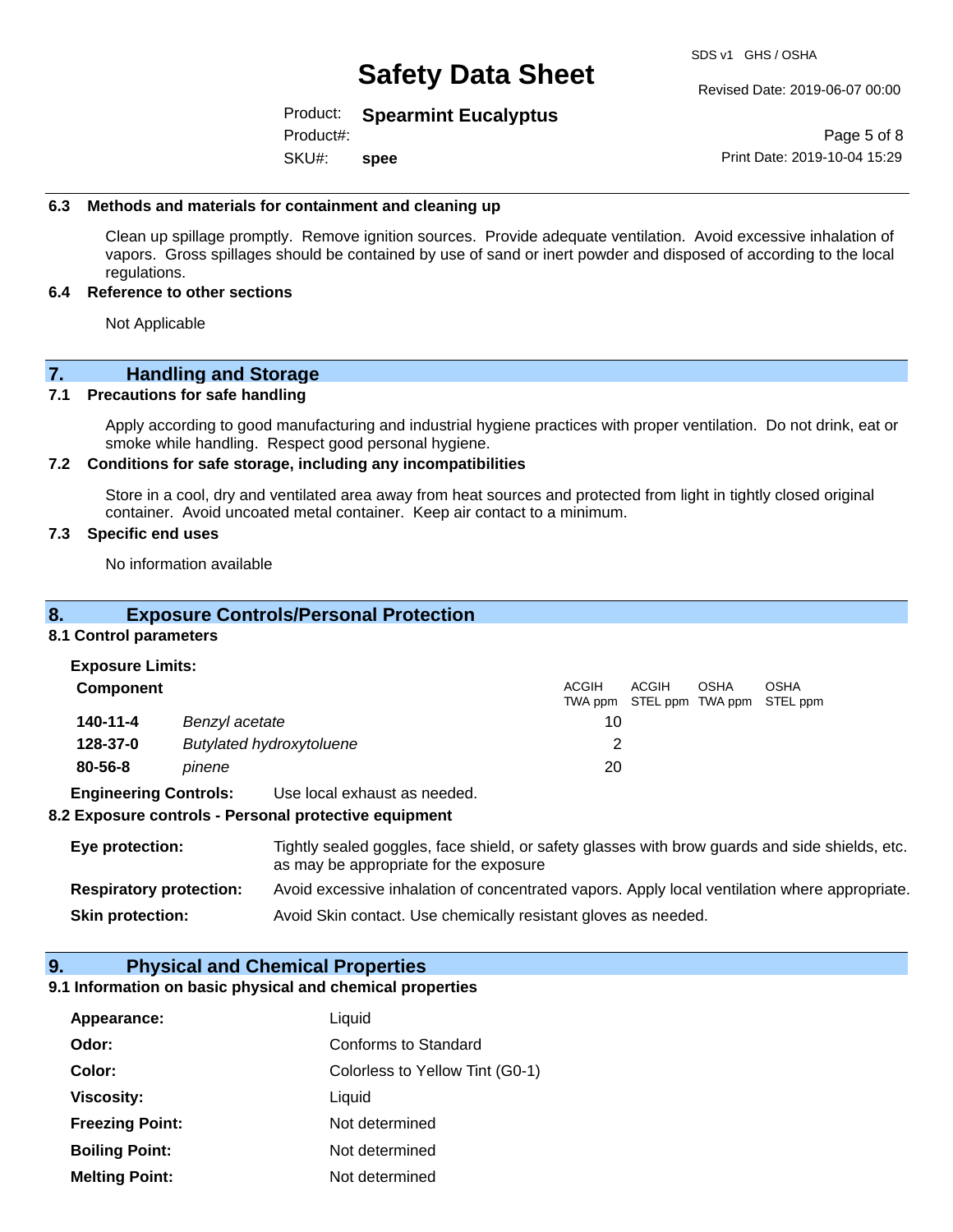### 6.3 Methods and materials for containment and cleaning up

Clean up spillage promptly. Remove ignition sources. Provide adequate ventilation. Avoid excessive inhalation of vapors. Gross spillages should be contained by use of sand or inert powder and disposed of according to the local regulations.

### 6.4 Reference to other sections

Not Applicable

## 7. Handling and Storage

### 7.1 Precautions for safe handling

Apply according to good manufacturing and industrial hygiene practices with proper ventilation. Do not drink, eat or smoke while handling. Respect good personal hygiene.

### 7.2 Conditions for safe storage, including any incompatibilities

Store in a cool, dry and ventilated area away from heat sources and protected from light in tightly closed original container. Avoid uncoated metal container. Keep air contact to a minimum.

### 7.3 Specific end uses

No information available

## 8. Exposure Controls/Personal Protection

### 8.1 Control parameters

**Exposure Limits:**

| Component | | ACGIH TWA ppm | ACGIH STEL ppm | OSHA TWA ppm | OSHA STEL ppm |
|---|---|---|---|---|---|
| **140-11-4** | *Benzyl acetate* | 10 | | | |
| **128-37-0** | *Butylated hydroxytoluene* | 2 | | | |
| **80-56-8** | *pinene* | 20 | | | |

**Engineering Controls:** Use local exhaust as needed.

### 8.2 Exposure controls - Personal protective equipment

**Eye protection:** Tightly sealed goggles, face shield, or safety glasses with brow guards and side shields, etc. as may be appropriate for the exposure

**Respiratory protection:** Avoid excessive inhalation of concentrated vapors. Apply local ventilation where appropriate.

**Skin protection:** Avoid Skin contact. Use chemically resistant gloves as needed.

## 9. Physical and Chemical Properties

### 9.1 Information on basic physical and chemical properties

**Appearance:** Liquid

**Odor:** Conforms to Standard

**Color:** Colorless to Yellow Tint (G0-1)

**Viscosity:** Liquid

**Freezing Point:** Not determined

**Boiling Point:** Not determined

**Melting Point:** Not determined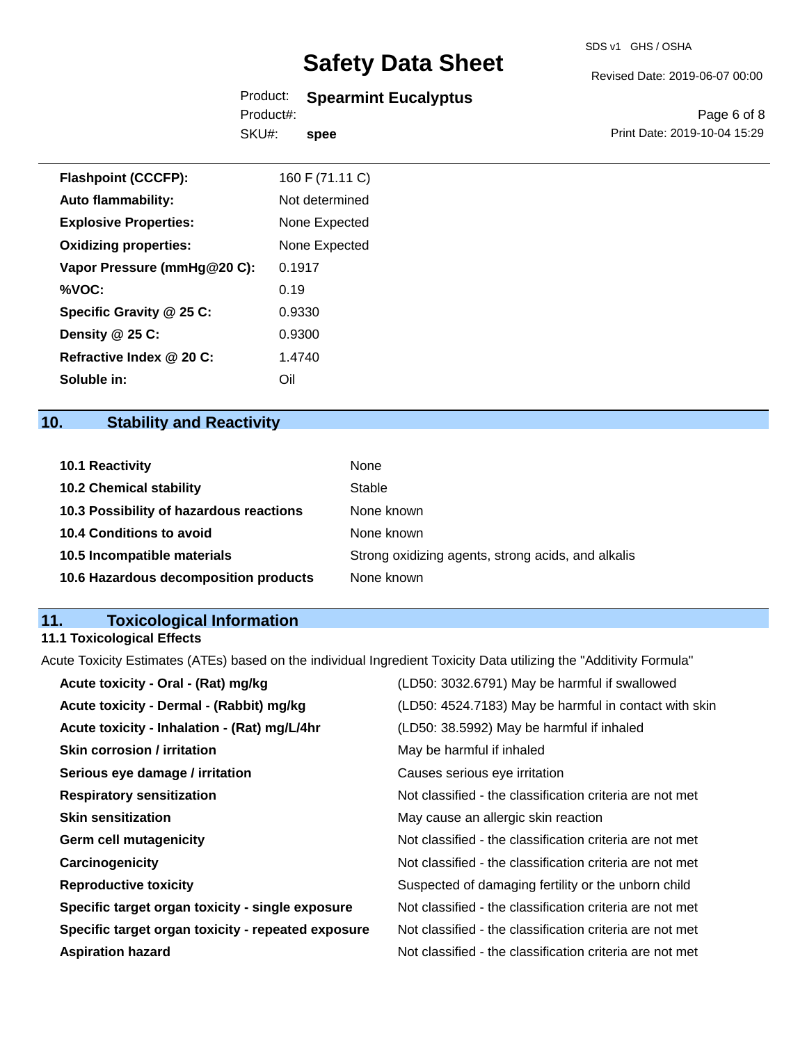| | |
|---|---|
| **Flashpoint (CCCFP):** | 160 F (71.11 C) |
| **Auto flammability:** | Not determined |
| **Explosive Properties:** | None Expected |
| **Oxidizing properties:** | None Expected |
| **Vapor Pressure (mmHg@20 C):** | 0.1917 |
| **%VOC:** | 0.19 |
| **Specific Gravity @ 25 C:** | 0.9330 |
| **Density @ 25 C:** | 0.9300 |
| **Refractive Index @ 20 C:** | 1.4740 |
| **Soluble in:** | Oil |

## 10. Stability and Reactivity

| | |
|---|---|
| **10.1 Reactivity** | None |
| **10.2 Chemical stability** | Stable |
| **10.3 Possibility of hazardous reactions** | None known |
| **10.4 Conditions to avoid** | None known |
| **10.5 Incompatible materials** | Strong oxidizing agents, strong acids, and alkalis |
| **10.6 Hazardous decomposition products** | None known |

## 11. Toxicological Information

### 11.1 Toxicological Effects

Acute Toxicity Estimates (ATEs) based on the individual Ingredient Toxicity Data utilizing the "Additivity Formula"

| | |
|---|---|
| **Acute toxicity - Oral - (Rat) mg/kg** | (LD50: 3032.6791) May be harmful if swallowed |
| **Acute toxicity - Dermal - (Rabbit) mg/kg** | (LD50: 4524.7183) May be harmful in contact with skin |
| **Acute toxicity - Inhalation - (Rat) mg/L/4hr** | (LD50: 38.5992) May be harmful if inhaled |
| **Skin corrosion / irritation** | May be harmful if inhaled |
| **Serious eye damage / irritation** | Causes serious eye irritation |
| **Respiratory sensitization** | Not classified - the classification criteria are not met |
| **Skin sensitization** | May cause an allergic skin reaction |
| **Germ cell mutagenicity** | Not classified - the classification criteria are not met |
| **Carcinogenicity** | Not classified - the classification criteria are not met |
| **Reproductive toxicity** | Suspected of damaging fertility or the unborn child |
| **Specific target organ toxicity - single exposure** | Not classified - the classification criteria are not met |
| **Specific target organ toxicity - repeated exposure** | Not classified - the classification criteria are not met |
| **Aspiration hazard** | Not classified - the classification criteria are not met |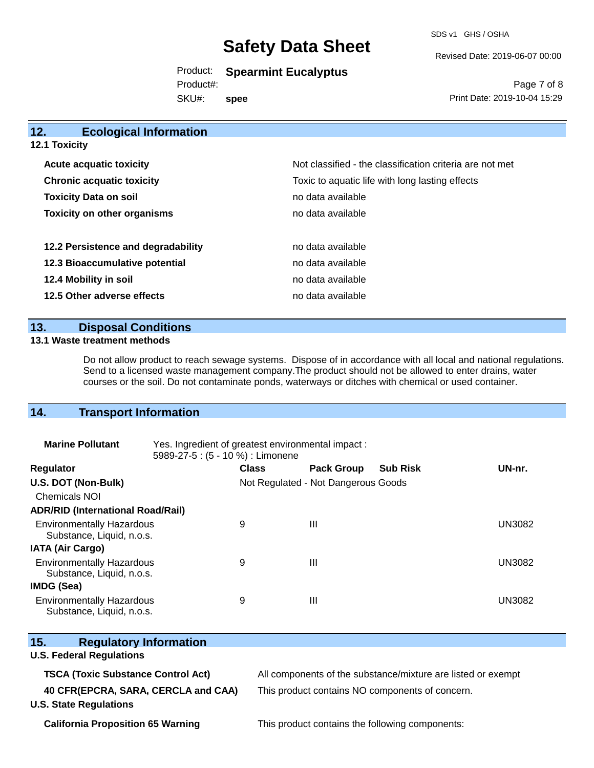## 12. Ecological Information

### 12.1 Toxicity

| | |
|---|---|
| **Acute acquatic toxicity** | Not classified - the classification criteria are not met |
| **Chronic acquatic toxicity** | Toxic to aquatic life with long lasting effects |
| **Toxicity Data on soil** | no data available |
| **Toxicity on other organisms** | no data available |
| **12.2 Persistence and degradability** | no data available |
| **12.3 Bioaccumulative potential** | no data available |
| **12.4 Mobility in soil** | no data available |
| **12.5 Other adverse effects** | no data available |

## 13. Disposal Conditions

### 13.1 Waste treatment methods

Do not allow product to reach sewage systems. Dispose of in accordance with all local and national regulations. Send to a licensed waste management company.The product should not be allowed to enter drains, water courses or the soil. Do not contaminate ponds, waterways or ditches with chemical or used container.

## 14. Transport Information

**Marine Pollutant** Yes. Ingredient of greatest environmental impact : 5989-27-5 : (5 - 10 %) : Limonene

| Regulator | Class | Pack Group | Sub Risk | UN-nr. |
|---|---|---|---|---|
| **U.S. DOT (Non-Bulk)** | Not Regulated - Not Dangerous Goods | | | |
| Chemicals NOI | | | | |
| **ADR/RID (International Road/Rail)** | | | | |
| Environmentally Hazardous Substance, Liquid, n.o.s. | 9 | III | | UN3082 |
| **IATA (Air Cargo)** | | | | |
| Environmentally Hazardous Substance, Liquid, n.o.s. | 9 | III | | UN3082 |
| **IMDG (Sea)** | | | | |
| Environmentally Hazardous Substance, Liquid, n.o.s. | 9 | III | | UN3082 |

## 15. Regulatory Information

**U.S. Federal Regulations**

| | |
|---|---|
| **TSCA (Toxic Substance Control Act)** | All components of the substance/mixture are listed or exempt |
| **40 CFR(EPCRA, SARA, CERCLA and CAA)** | This product contains NO components of concern. |

**U.S. State Regulations**

| | |
|---|---|
| **California Proposition 65 Warning** | This product contains the following components: |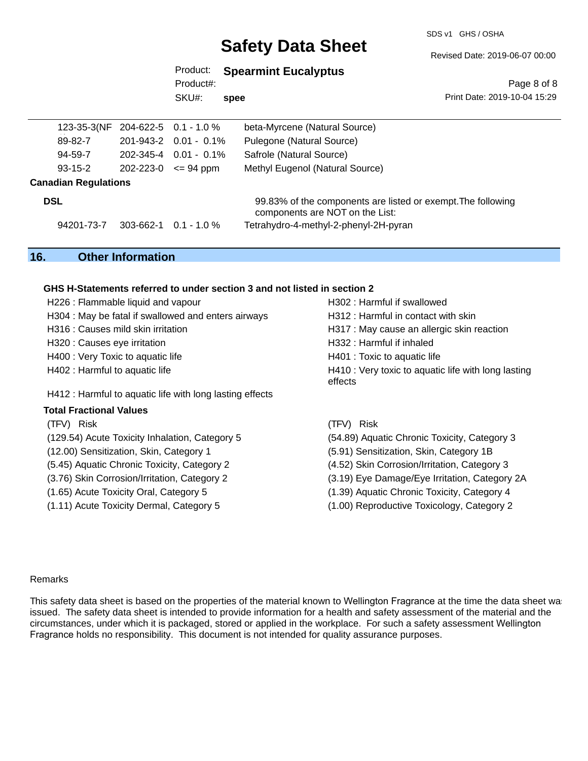| | | | |
|---|---|---|---|
| 123-35-3(NF | 204-622-5 | 0.1 - 1.0 % | beta-Myrcene (Natural Source) |
| 89-82-7 | 201-943-2 | 0.01 - 0.1% | Pulegone (Natural Source) |
| 94-59-7 | 202-345-4 | 0.01 - 0.1% | Safrole (Natural Source) |
| 93-15-2 | 202-223-0 | <= 94 ppm | Methyl Eugenol (Natural Source) |

**Canadian Regulations**

**DSL**

99.83% of the components are listed or exempt.The following components are NOT on the List:

| | | | |
|---|---|---|---|
| 94201-73-7 | 303-662-1 | 0.1 - 1.0 % | Tetrahydro-4-methyl-2-phenyl-2H-pyran |

## 16. Other Information

**GHS H-Statements referred to under section 3 and not listed in section 2**

H226 : Flammable liquid and vapour
H302 : Harmful if swallowed
H304 : May be fatal if swallowed and enters airways
H312 : Harmful in contact with skin
H316 : Causes mild skin irritation
H317 : May cause an allergic skin reaction
H320 : Causes eye irritation
H332 : Harmful if inhaled
H400 : Very Toxic to aquatic life
H401 : Toxic to aquatic life
H402 : Harmful to aquatic life
H410 : Very toxic to aquatic life with long lasting effects
H412 : Harmful to aquatic life with long lasting effects

**Total Fractional Values**

| (TFV) Risk | (TFV) Risk |
|---|---|
| (129.54) Acute Toxicity Inhalation, Category 5 | (54.89) Aquatic Chronic Toxicity, Category 3 |
| (12.00) Sensitization, Skin, Category 1 | (5.91) Sensitization, Skin, Category 1B |
| (5.45) Aquatic Chronic Toxicity, Category 2 | (4.52) Skin Corrosion/Irritation, Category 3 |
| (3.76) Skin Corrosion/Irritation, Category 2 | (3.19) Eye Damage/Eye Irritation, Category 2A |
| (1.65) Acute Toxicity Oral, Category 5 | (1.39) Aquatic Chronic Toxicity, Category 4 |
| (1.11) Acute Toxicity Dermal, Category 5 | (1.00) Reproductive Toxicology, Category 2 |

Remarks

This safety data sheet is based on the properties of the material known to Wellington Fragrance at the time the data sheet was issued. The safety data sheet is intended to provide information for a health and safety assessment of the material and the circumstances, under which it is packaged, stored or applied in the workplace. For such a safety assessment Wellington Fragrance holds no responsibility. This document is not intended for quality assurance purposes.